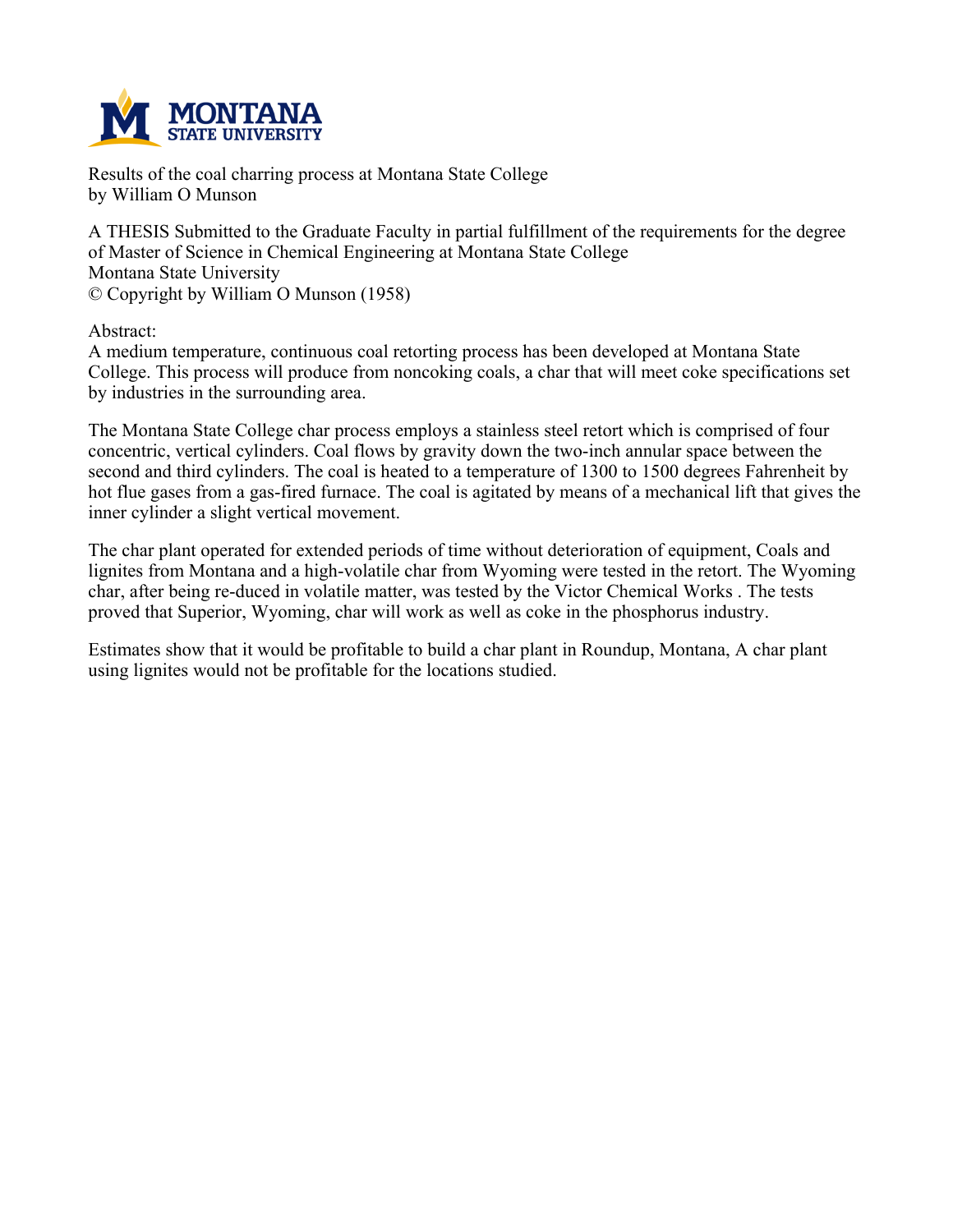Results of the coal charring process at Montana State College
by William O Munson

A THESIS Submitted to the Graduate Faculty in partial fulfillment of the requirements for the degree of Master of Science in Chemical Engineering at Montana State College
Montana State University
© Copyright by William O Munson (1958)

Abstract:
A medium temperature, continuous coal retorting process has been developed at Montana State College. This process will produce from noncoking coals, a char that will meet coke specifications set by industries in the surrounding area.

The Montana State College char process employs a stainless steel retort which is comprised of four concentric, vertical cylinders. Coal flows by gravity down the two-inch annular space between the second and third cylinders. The coal is heated to a temperature of 1300 to 1500 degrees Fahrenheit by hot flue gases from a gas-fired furnace. The coal is agitated by means of a mechanical lift that gives the inner cylinder a slight vertical movement.

The char plant operated for extended periods of time without deterioration of equipment, Coals and lignites from Montana and a high-volatile char from Wyoming were tested in the retort. The Wyoming char, after being re-duced in volatile matter, was tested by the Victor Chemical Works . The tests proved that Superior, Wyoming, char will work as well as coke in the phosphorus industry.

Estimates show that it would be profitable to build a char plant in Roundup, Montana, A char plant using lignites would not be profitable for the locations studied.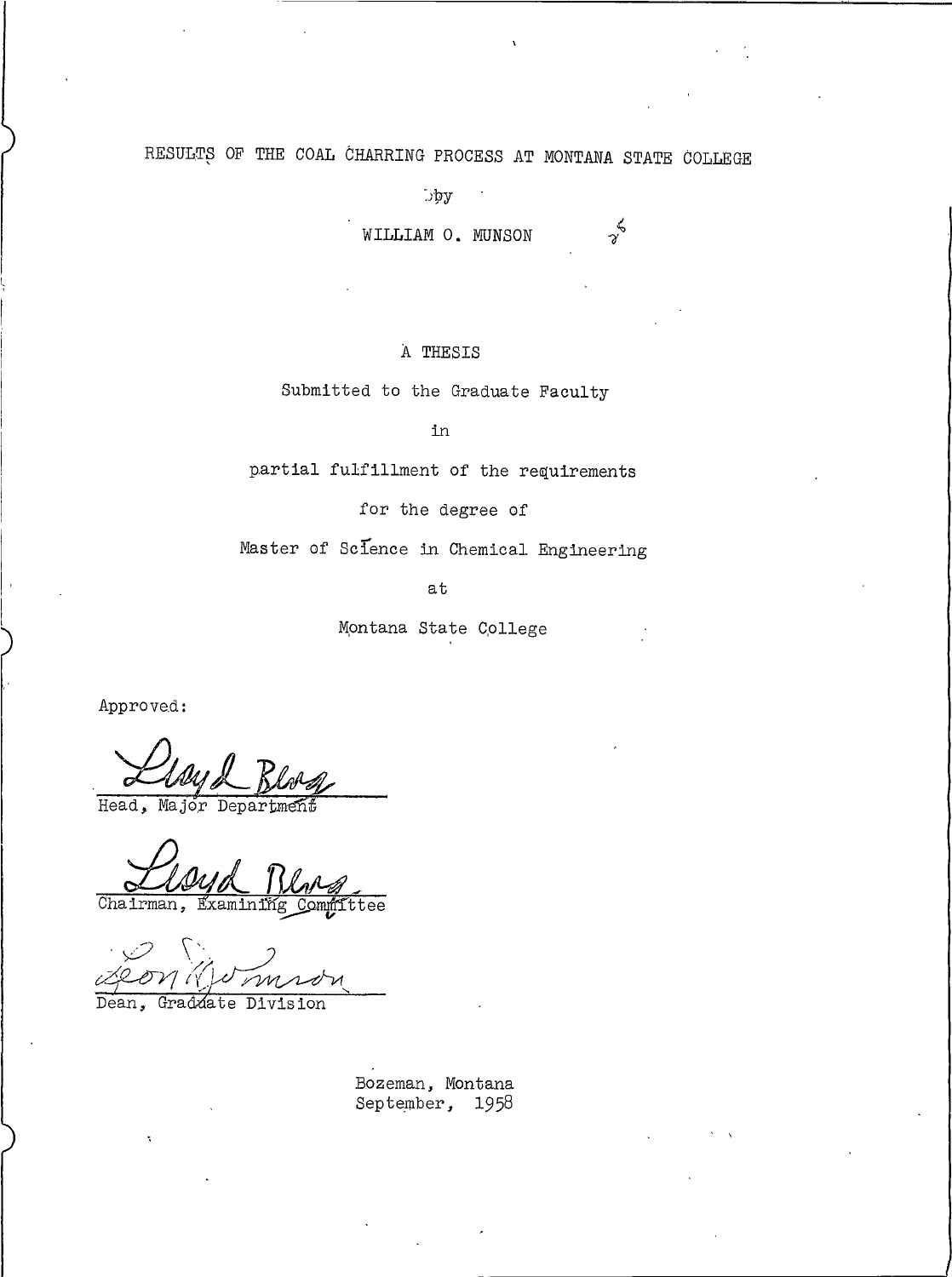# RESULTS OF THE COAL CHARRING PROCESS AT MONTANA STATE COLLEGE

by

WILLIAM O. MUNSON

A THESIS

Submitted to the Graduate Faculty

in

partial fulfillment of the requirements

for the degree of

Master of Science in Chemical Engineering

at

Montana State College

Approved:

Lloyd Berg
Head, Major Department

Lloyd Berg
Chairman, Examining Committee

Leon Johnson
Dean, Graduate Division

Bozeman, Montana
September, 1958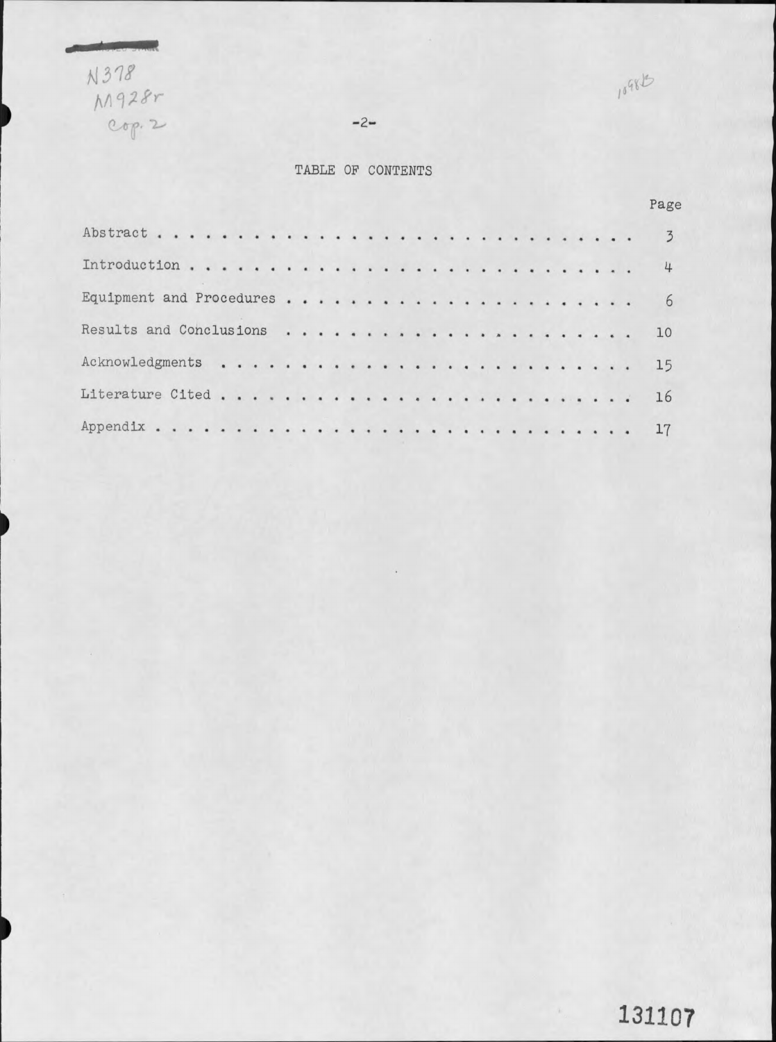N378
M928r
Cop. 2

# TABLE OF CONTENTS

| | Page |
|---|---|
| Abstract | 3 |
| Introduction | 4 |
| Equipment and Procedures | 6 |
| Results and Conclusions | 10 |
| Acknowledgments | 15 |
| Literature Cited | 16 |
| Appendix | 17 |

131107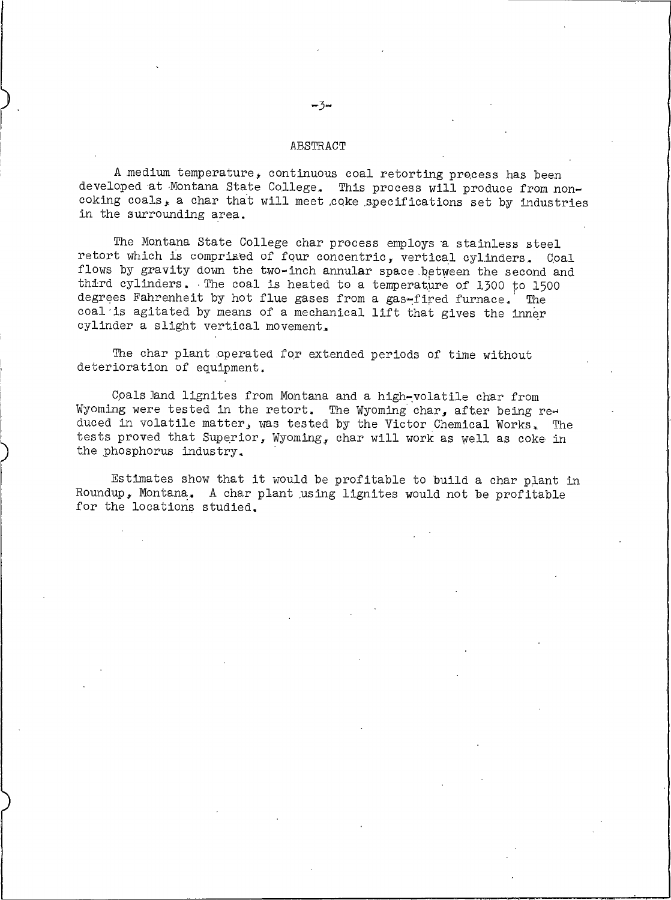# ABSTRACT

A medium temperature, continuous coal retorting process has been developed at Montana State College. This process will produce from non-coking coals, a char that will meet coke specifications set by industries in the surrounding area.

The Montana State College char process employs a stainless steel retort which is comprised of four concentric, vertical cylinders. Coal flows by gravity down the two-inch annular space between the second and third cylinders. The coal is heated to a temperature of 1300 to 1500 degrees Fahrenheit by hot flue gases from a gas-fired furnace. The coal is agitated by means of a mechanical lift that gives the inner cylinder a slight vertical movement.

The char plant operated for extended periods of time without deterioration of equipment.

Coals and lignites from Montana and a high-volatile char from Wyoming were tested in the retort. The Wyoming char, after being reduced in volatile matter, was tested by the Victor Chemical Works. The tests proved that Superior, Wyoming, char will work as well as coke in the phosphorus industry.

Estimates show that it would be profitable to build a char plant in Roundup, Montana. A char plant using lignites would not be profitable for the locations studied.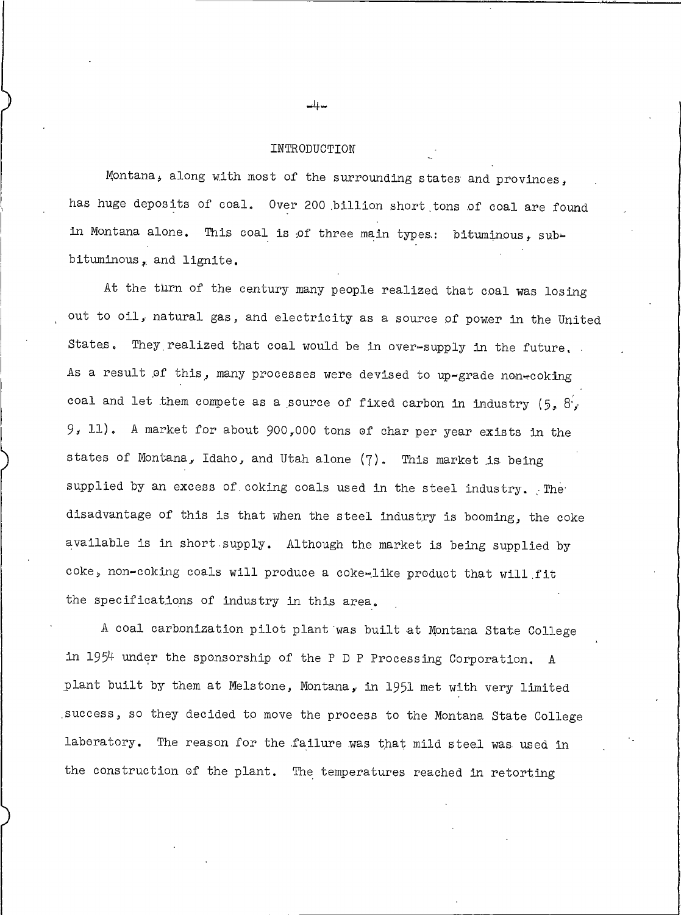# INTRODUCTION

Montana, along with most of the surrounding states and provinces, has huge deposits of coal. Over 200 billion short tons of coal are found in Montana alone. This coal is of three main types: bituminous, sub-bituminous, and lignite.

At the turn of the century many people realized that coal was losing out to oil, natural gas, and electricity as a source of power in the United States. They realized that coal would be in over-supply in the future. As a result of this, many processes were devised to up-grade non-coking coal and let them compete as a source of fixed carbon in industry (5, 8, 9, 11). A market for about 900,000 tons of char per year exists in the states of Montana, Idaho, and Utah alone (7). This market is being supplied by an excess of coking coals used in the steel industry. The disadvantage of this is that when the steel industry is booming, the coke available is in short supply. Although the market is being supplied by coke, non-coking coals will produce a coke-like product that will fit the specifications of industry in this area.

A coal carbonization pilot plant was built at Montana State College in 1954 under the sponsorship of the P D P Processing Corporation. A plant built by them at Melstone, Montana, in 1951 met with very limited success, so they decided to move the process to the Montana State College laboratory. The reason for the failure was that mild steel was used in the construction of the plant. The temperatures reached in retorting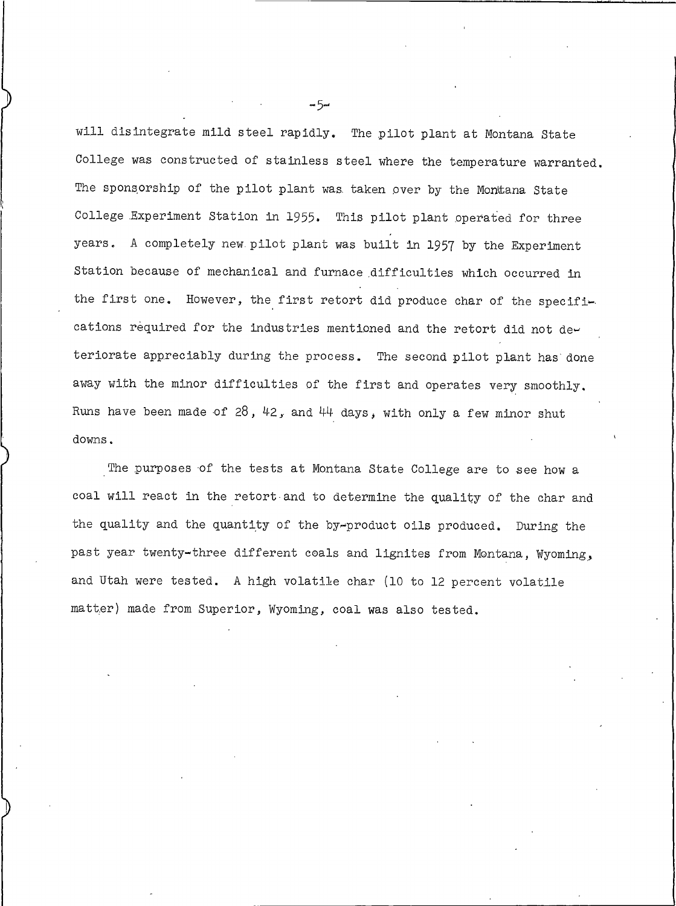will disintegrate mild steel rapidly. The pilot plant at Montana State College was constructed of stainless steel where the temperature warranted. The sponsorship of the pilot plant was taken over by the Montana State College Experiment Station in 1955. This pilot plant operated for three years. A completely new pilot plant was built in 1957 by the Experiment Station because of mechanical and furnace difficulties which occurred in the first one. However, the first retort did produce char of the specifications required for the industries mentioned and the retort did not deteriorate appreciably during the process. The second pilot plant has done away with the minor difficulties of the first and operates very smoothly. Runs have been made of 28, 42, and 44 days, with only a few minor shut downs.

The purposes of the tests at Montana State College are to see how a coal will react in the retort and to determine the quality of the char and the quality and the quantity of the by-product oils produced. During the past year twenty-three different coals and lignites from Montana, Wyoming, and Utah were tested. A high volatile char (10 to 12 percent volatile matter) made from Superior, Wyoming, coal was also tested.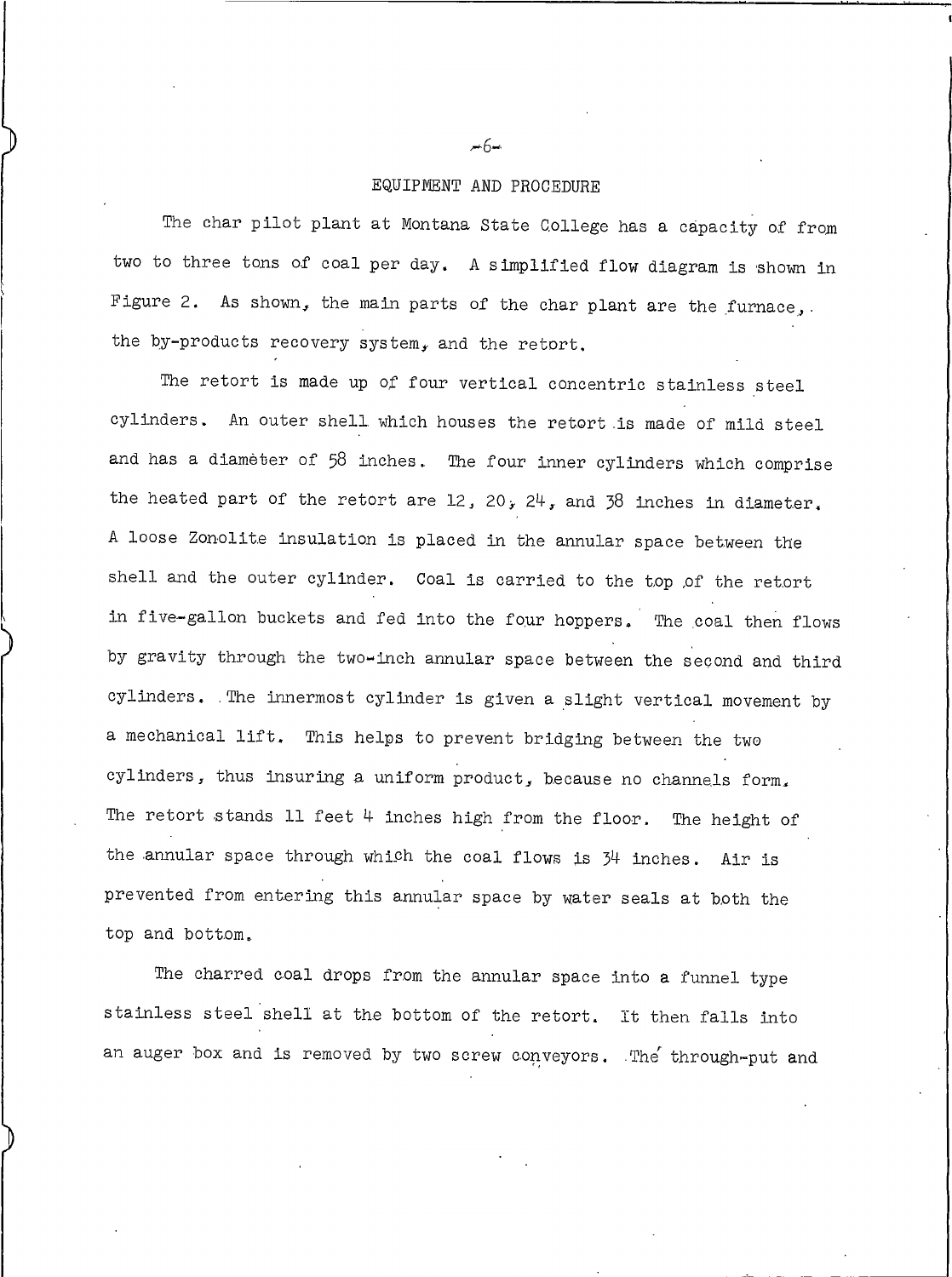## EQUIPMENT AND PROCEDURE

The char pilot plant at Montana State College has a capacity of from two to three tons of coal per day. A simplified flow diagram is shown in Figure 2. As shown, the main parts of the char plant are the furnace, the by-products recovery system, and the retort.

The retort is made up of four vertical concentric stainless steel cylinders. An outer shell which houses the retort is made of mild steel and has a diameter of 58 inches. The four inner cylinders which comprise the heated part of the retort are 12, 20, 24, and 38 inches in diameter. A loose Zonolite insulation is placed in the annular space between the shell and the outer cylinder. Coal is carried to the top of the retort in five-gallon buckets and fed into the four hoppers. The coal then flows by gravity through the two-inch annular space between the second and third cylinders. The innermost cylinder is given a slight vertical movement by a mechanical lift. This helps to prevent bridging between the two cylinders, thus insuring a uniform product, because no channels form. The retort stands 11 feet 4 inches high from the floor. The height of the annular space through which the coal flows is 34 inches. Air is prevented from entering this annular space by water seals at both the top and bottom.

The charred coal drops from the annular space into a funnel type stainless steel shell at the bottom of the retort. It then falls into an auger box and is removed by two screw conveyors. The through-put and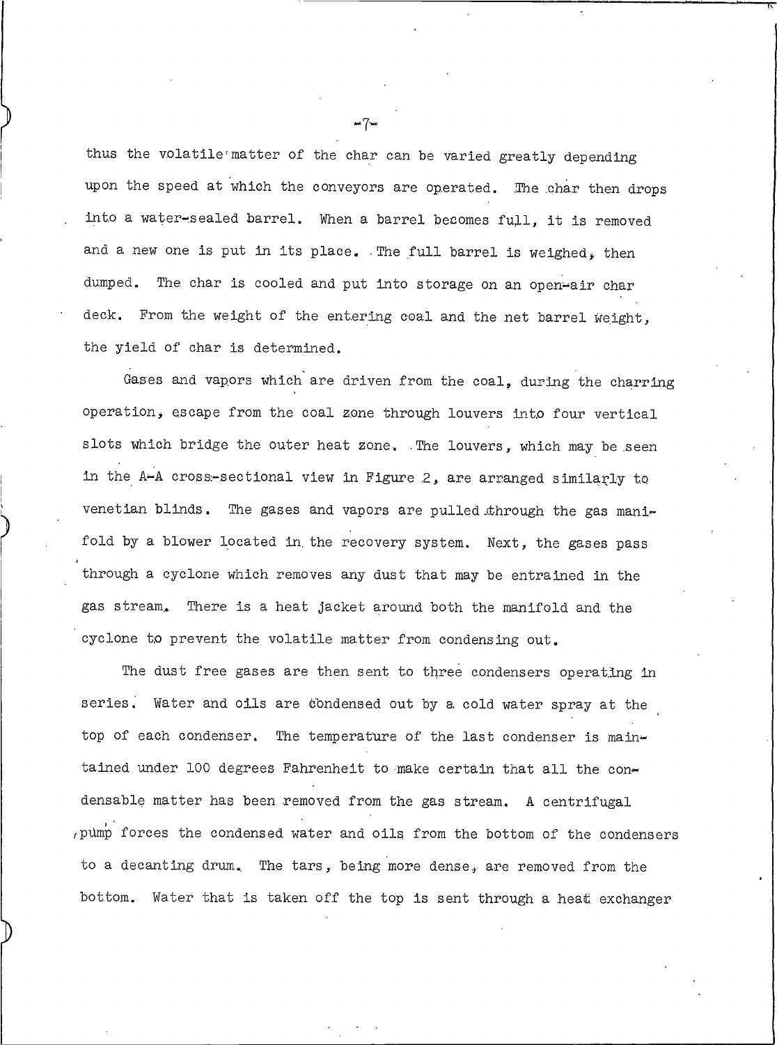thus the volatile matter of the char can be varied greatly depending upon the speed at which the conveyors are operated. The char then drops into a water-sealed barrel. When a barrel becomes full, it is removed and a new one is put in its place. The full barrel is weighed, then dumped. The char is cooled and put into storage on an open-air char deck. From the weight of the entering coal and the net barrel weight, the yield of char is determined.

Gases and vapors which are driven from the coal, during the charring operation, escape from the coal zone through louvers into four vertical slots which bridge the outer heat zone. The louvers, which may be seen in the A-A cross-sectional view in Figure 2, are arranged similarly to venetian blinds. The gases and vapors are pulled through the gas manifold by a blower located in the recovery system. Next, the gases pass through a cyclone which removes any dust that may be entrained in the gas stream. There is a heat jacket around both the manifold and the cyclone to prevent the volatile matter from condensing out.

The dust free gases are then sent to three condensers operating in series. Water and oils are condensed out by a cold water spray at the top of each condenser. The temperature of the last condenser is maintained under 100 degrees Fahrenheit to make certain that all the condensable matter has been removed from the gas stream. A centrifugal pump forces the condensed water and oils from the bottom of the condensers to a decanting drum. The tars, being more dense, are removed from the bottom. Water that is taken off the top is sent through a heat exchanger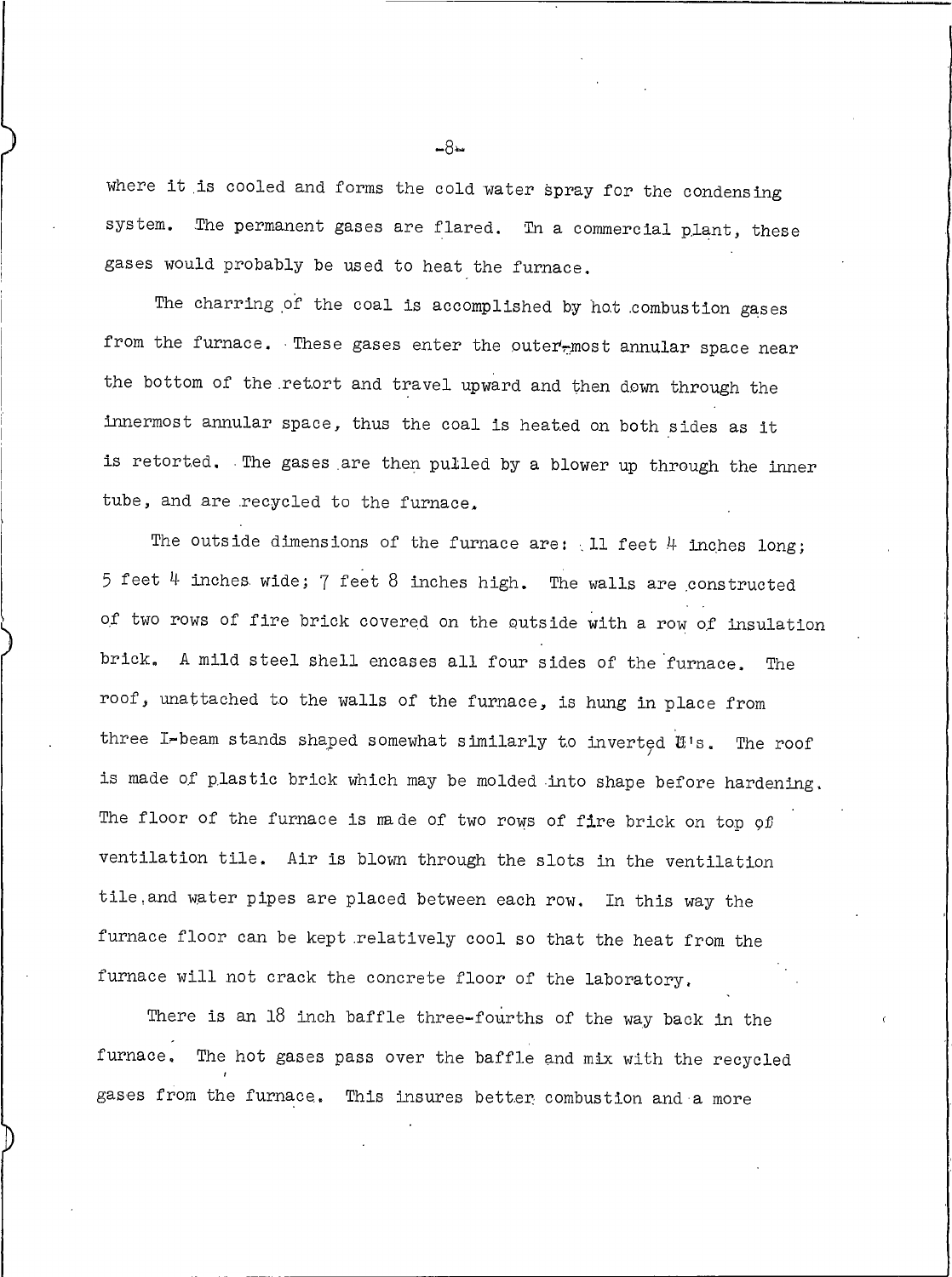where it is cooled and forms the cold water spray for the condensing system. The permanent gases are flared. In a commercial plant, these gases would probably be used to heat the furnace.

The charring of the coal is accomplished by hot combustion gases from the furnace. These gases enter the outer-most annular space near the bottom of the retort and travel upward and then down through the innermost annular space, thus the coal is heated on both sides as it is retorted. The gases are then pulled by a blower up through the inner tube, and are recycled to the furnace.

The outside dimensions of the furnace are: 11 feet 4 inches long; 5 feet 4 inches wide; 7 feet 8 inches high. The walls are constructed of two rows of fire brick covered on the outside with a row of insulation brick. A mild steel shell encases all four sides of the furnace. The roof, unattached to the walls of the furnace, is hung in place from three I-beam stands shaped somewhat similarly to inverted U's. The roof is made of plastic brick which may be molded into shape before hardening. The floor of the furnace is made of two rows of fire brick on top of ventilation tile. Air is blown through the slots in the ventilation tile and water pipes are placed between each row. In this way the furnace floor can be kept relatively cool so that the heat from the furnace will not crack the concrete floor of the laboratory.

There is an 18 inch baffle three-fourths of the way back in the furnace. The hot gases pass over the baffle and mix with the recycled gases from the furnace. This insures better combustion and a more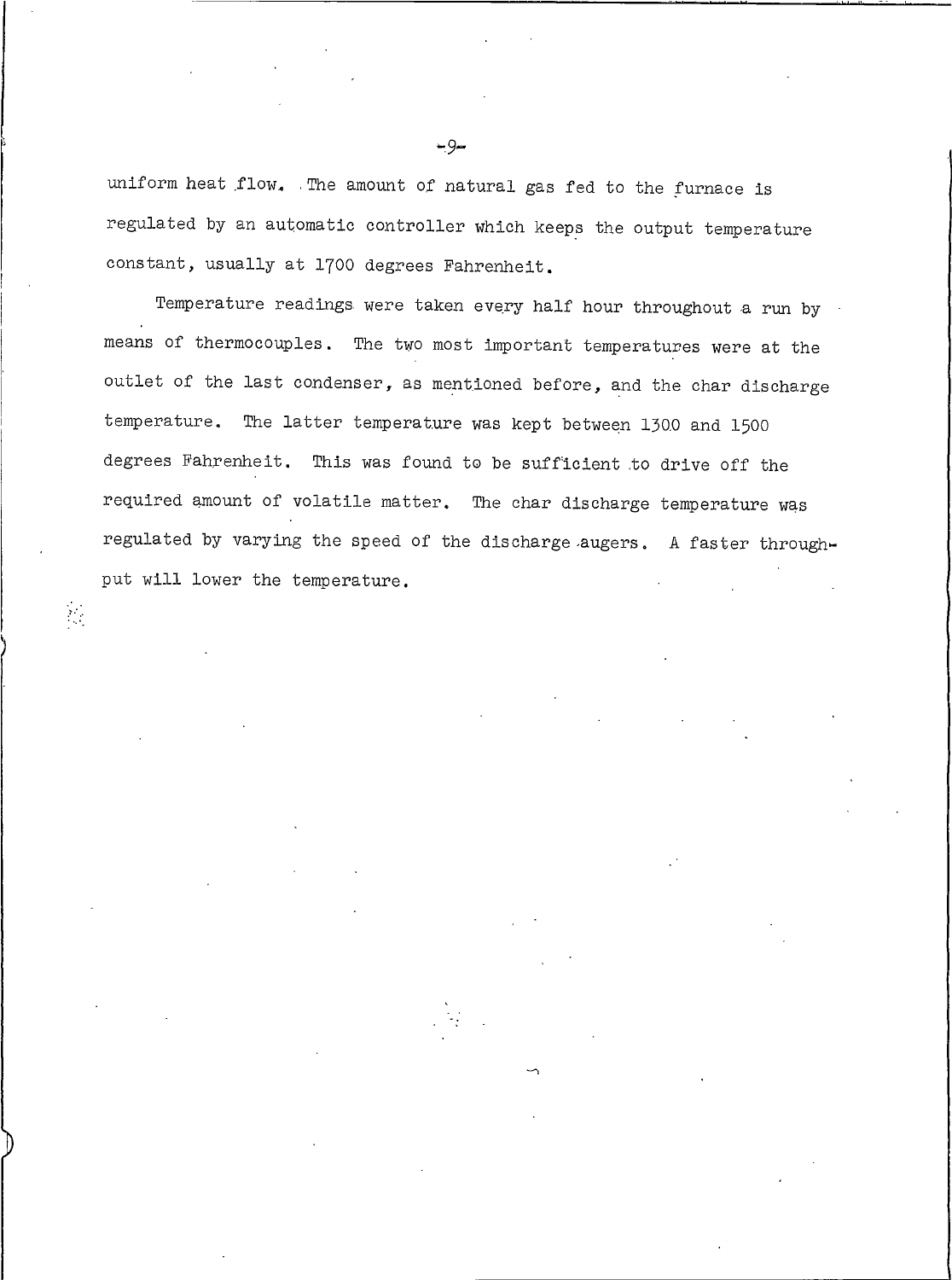uniform heat flow. The amount of natural gas fed to the furnace is regulated by an automatic controller which keeps the output temperature constant, usually at 1700 degrees Fahrenheit.

Temperature readings were taken every half hour throughout a run by means of thermocouples. The two most important temperatures were at the outlet of the last condenser, as mentioned before, and the char discharge temperature. The latter temperature was kept between 1300 and 1500 degrees Fahrenheit. This was found to be sufficient to drive off the required amount of volatile matter. The char discharge temperature was regulated by varying the speed of the discharge augers. A faster throughput will lower the temperature.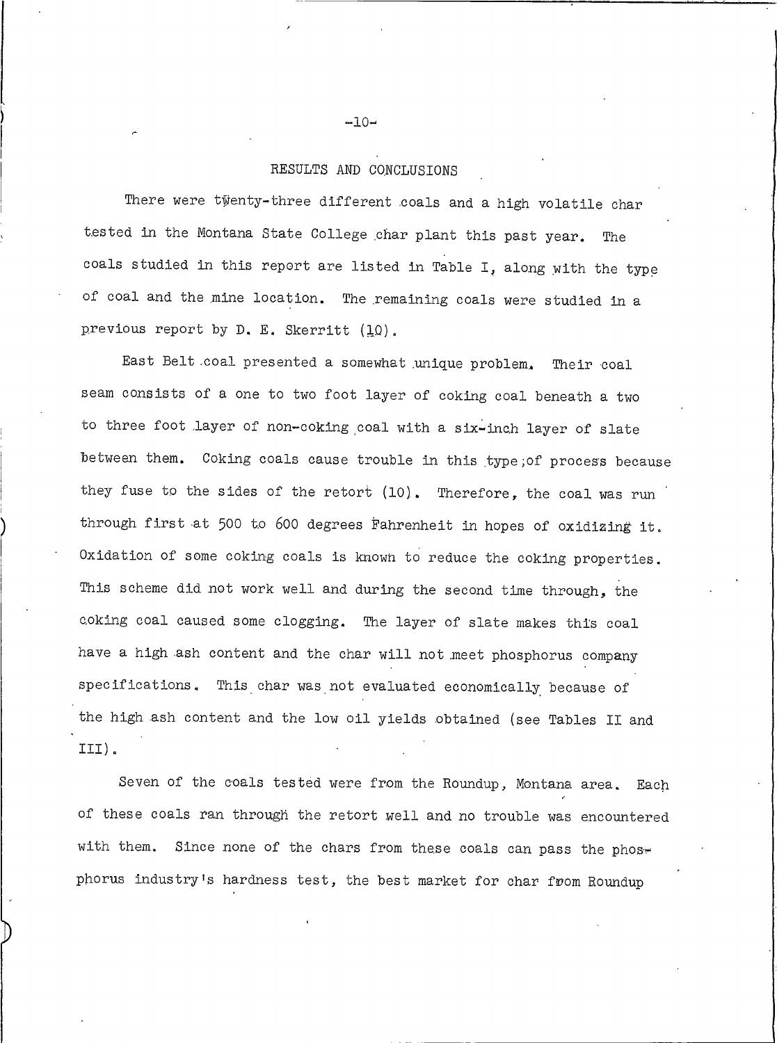## RESULTS AND CONCLUSIONS

There were twenty-three different coals and a high volatile char tested in the Montana State College char plant this past year. The coals studied in this report are listed in Table I, along with the type of coal and the mine location. The remaining coals were studied in a previous report by D. E. Skerritt (10).

East Belt coal presented a somewhat unique problem. Their coal seam consists of a one to two foot layer of coking coal beneath a two to three foot layer of non-coking coal with a six-inch layer of slate between them. Coking coals cause trouble in this type of process because they fuse to the sides of the retort (10). Therefore, the coal was run through first at 500 to 600 degrees Fahrenheit in hopes of oxidizing it. Oxidation of some coking coals is known to reduce the coking properties. This scheme did not work well and during the second time through, the coking coal caused some clogging. The layer of slate makes this coal have a high ash content and the char will not meet phosphorus company specifications. This char was not evaluated economically because of the high ash content and the low oil yields obtained (see Tables II and III).

Seven of the coals tested were from the Roundup, Montana area. Each of these coals ran through the retort well and no trouble was encountered with them. Since none of the chars from these coals can pass the phosphorus industry's hardness test, the best market for char from Roundup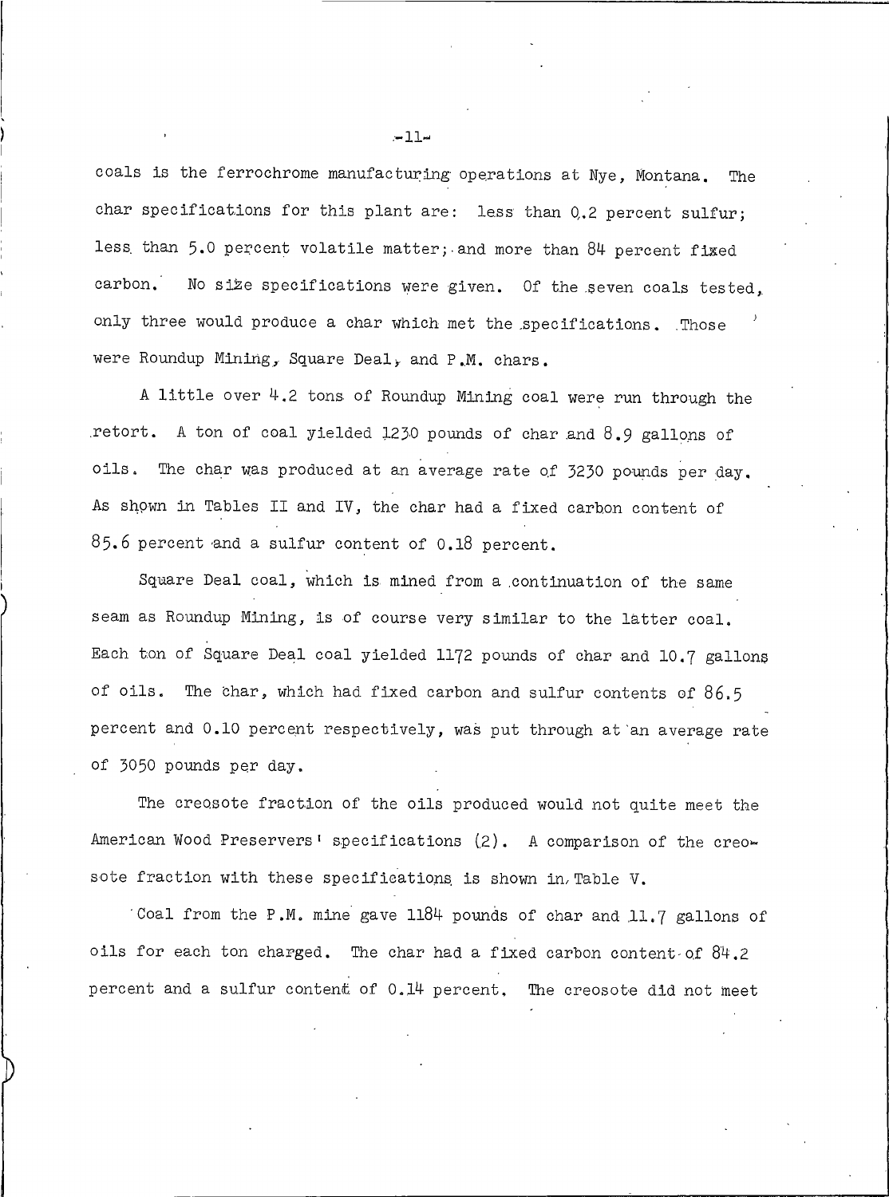coals is the ferrochrome manufacturing operations at Nye, Montana. The char specifications for this plant are: less than 0.2 percent sulfur; less than 5.0 percent volatile matter; and more than 84 percent fixed carbon. No size specifications were given. Of the seven coals tested, only three would produce a char which met the specifications. Those were Roundup Mining, Square Deal, and P.M. chars.

A little over 4.2 tons of Roundup Mining coal were run through the retort. A ton of coal yielded 1230 pounds of char and 8.9 gallons of oils. The char was produced at an average rate of 3230 pounds per day. As shown in Tables II and IV, the char had a fixed carbon content of 85.6 percent and a sulfur content of 0.18 percent.

Square Deal coal, which is mined from a continuation of the same seam as Roundup Mining, is of course very similar to the latter coal. Each ton of Square Deal coal yielded 1172 pounds of char and 10.7 gallons of oils. The char, which had fixed carbon and sulfur contents of 86.5 percent and 0.10 percent respectively, was put through at an average rate of 3050 pounds per day.

The creosote fraction of the oils produced would not quite meet the American Wood Preservers' specifications (2). A comparison of the creosote fraction with these specifications is shown in Table V.

Coal from the P.M. mine gave 1184 pounds of char and 11.7 gallons of oils for each ton charged. The char had a fixed carbon content of 84.2 percent and a sulfur content of 0.14 percent. The creosote did not meet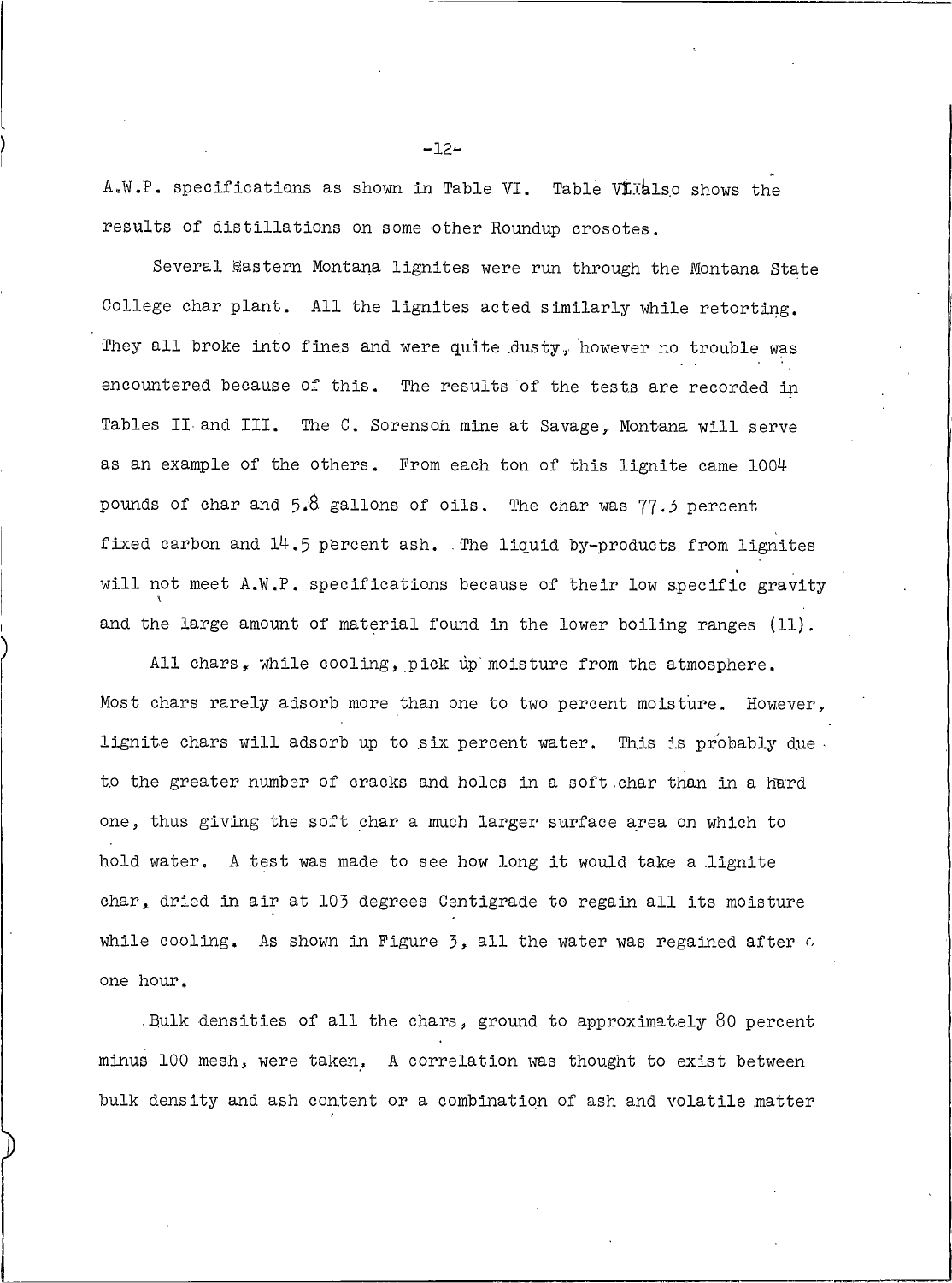A.W.P. specifications as shown in Table VI. Table VII also shows the results of distillations on some other Roundup crosotes.

Several Eastern Montana lignites were run through the Montana State College char plant. All the lignites acted similarly while retorting. They all broke into fines and were quite dusty, however no trouble was encountered because of this. The results of the tests are recorded in Tables II and III. The C. Sorenson mine at Savage, Montana will serve as an example of the others. From each ton of this lignite came 1004 pounds of char and 5.8 gallons of oils. The char was 77.3 percent fixed carbon and 14.5 percent ash. The liquid by-products from lignites will not meet A.W.P. specifications because of their low specific gravity and the large amount of material found in the lower boiling ranges (11).

All chars, while cooling, pick up moisture from the atmosphere. Most chars rarely adsorb more than one to two percent moisture. However, lignite chars will adsorb up to six percent water. This is probably due to the greater number of cracks and holes in a soft char than in a hard one, thus giving the soft char a much larger surface area on which to hold water. A test was made to see how long it would take a lignite char, dried in air at 103 degrees Centigrade to regain all its moisture while cooling. As shown in Figure 3, all the water was regained after one hour.

Bulk densities of all the chars, ground to approximately 80 percent minus 100 mesh, were taken. A correlation was thought to exist between bulk density and ash content or a combination of ash and volatile matter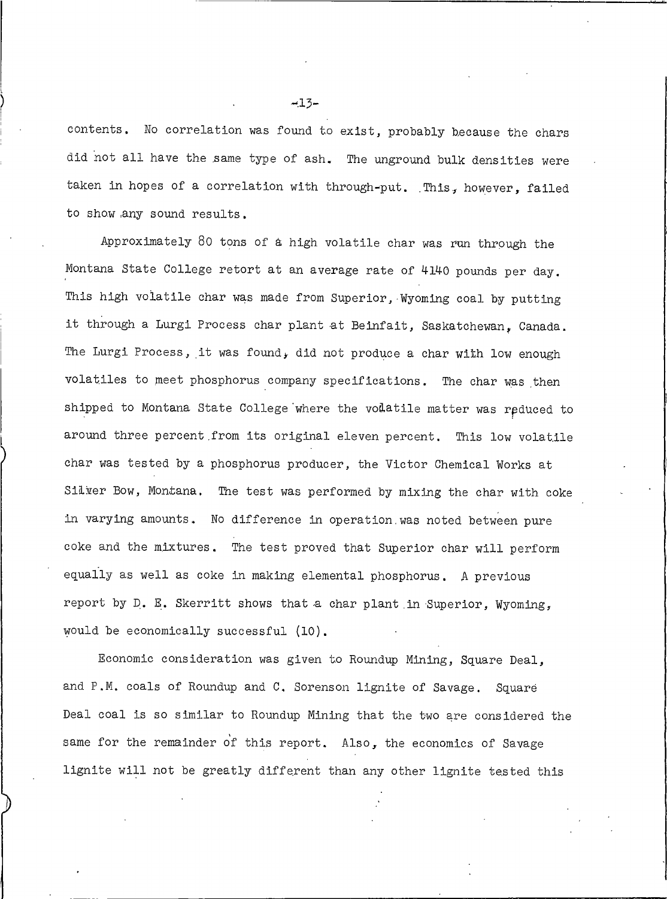contents. No correlation was found to exist, probably because the chars did not all have the same type of ash. The unground bulk densities were taken in hopes of a correlation with through-put. This, however, failed to show any sound results.

Approximately 80 tons of a high volatile char was run through the Montana State College retort at an average rate of 4140 pounds per day. This high volatile char was made from Superior, Wyoming coal by putting it through a Lurgi Process char plant at Beinfait, Saskatchewan, Canada. The Lurgi Process, it was found, did not produce a char with low enough volatiles to meet phosphorus company specifications. The char was then shipped to Montana State College where the volatile matter was reduced to around three percent from its original eleven percent. This low volatile char was tested by a phosphorus producer, the Victor Chemical Works at Silver Bow, Montana. The test was performed by mixing the char with coke in varying amounts. No difference in operation was noted between pure coke and the mixtures. The test proved that Superior char will perform equally as well as coke in making elemental phosphorus. A previous report by D. E. Skerritt shows that a char plant in Superior, Wyoming, would be economically successful (10).

Economic consideration was given to Roundup Mining, Square Deal, and P.M. coals of Roundup and C. Sorenson lignite of Savage. Square Deal coal is so similar to Roundup Mining that the two are considered the same for the remainder of this report. Also, the economics of Savage lignite will not be greatly different than any other lignite tested this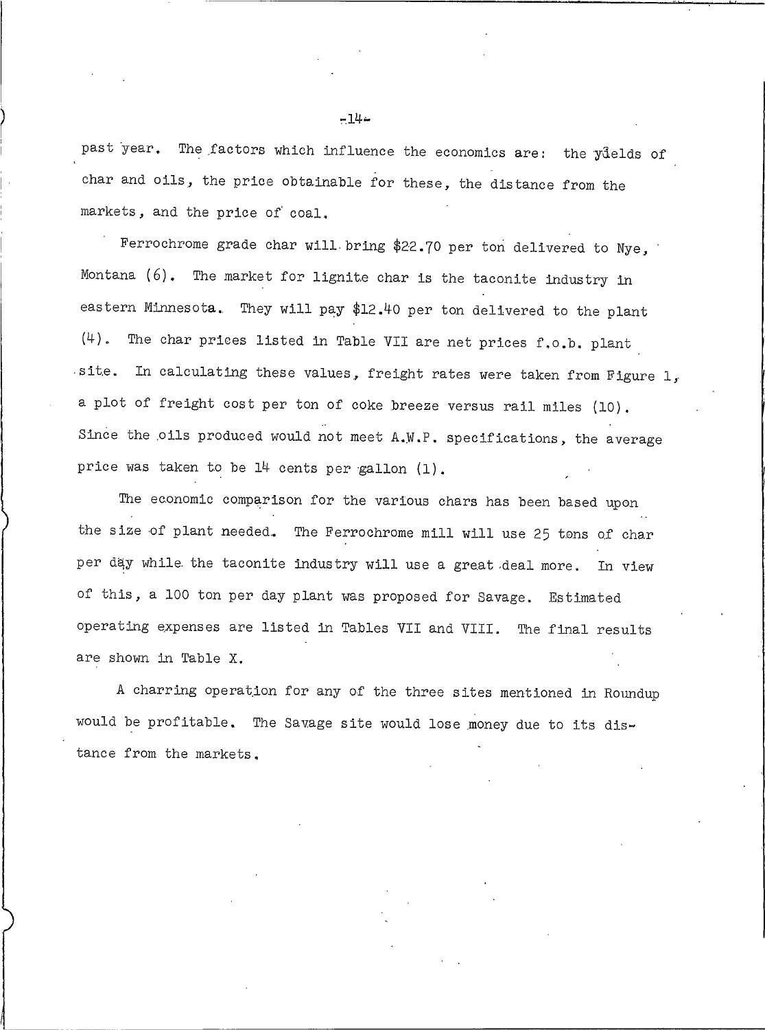past year. The factors which influence the economics are: the yields of char and oils, the price obtainable for these, the distance from the markets, and the price of coal.

Ferrochrome grade char will bring $22.70 per ton delivered to Nye, Montana (6). The market for lignite char is the taconite industry in eastern Minnesota. They will pay $12.40 per ton delivered to the plant (4). The char prices listed in Table VII are net prices f.o.b. plant site. In calculating these values, freight rates were taken from Figure 1, a plot of freight cost per ton of coke breeze versus rail miles (10). Since the oils produced would not meet A.W.P. specifications, the average price was taken to be 14 cents per gallon (1).

The economic comparison for the various chars has been based upon the size of plant needed. The Ferrochrome mill will use 25 tons of char per day while the taconite industry will use a great deal more. In view of this, a 100 ton per day plant was proposed for Savage. Estimated operating expenses are listed in Tables VII and VIII. The final results are shown in Table X.

A charring operation for any of the three sites mentioned in Roundup would be profitable. The Savage site would lose money due to its distance from the markets.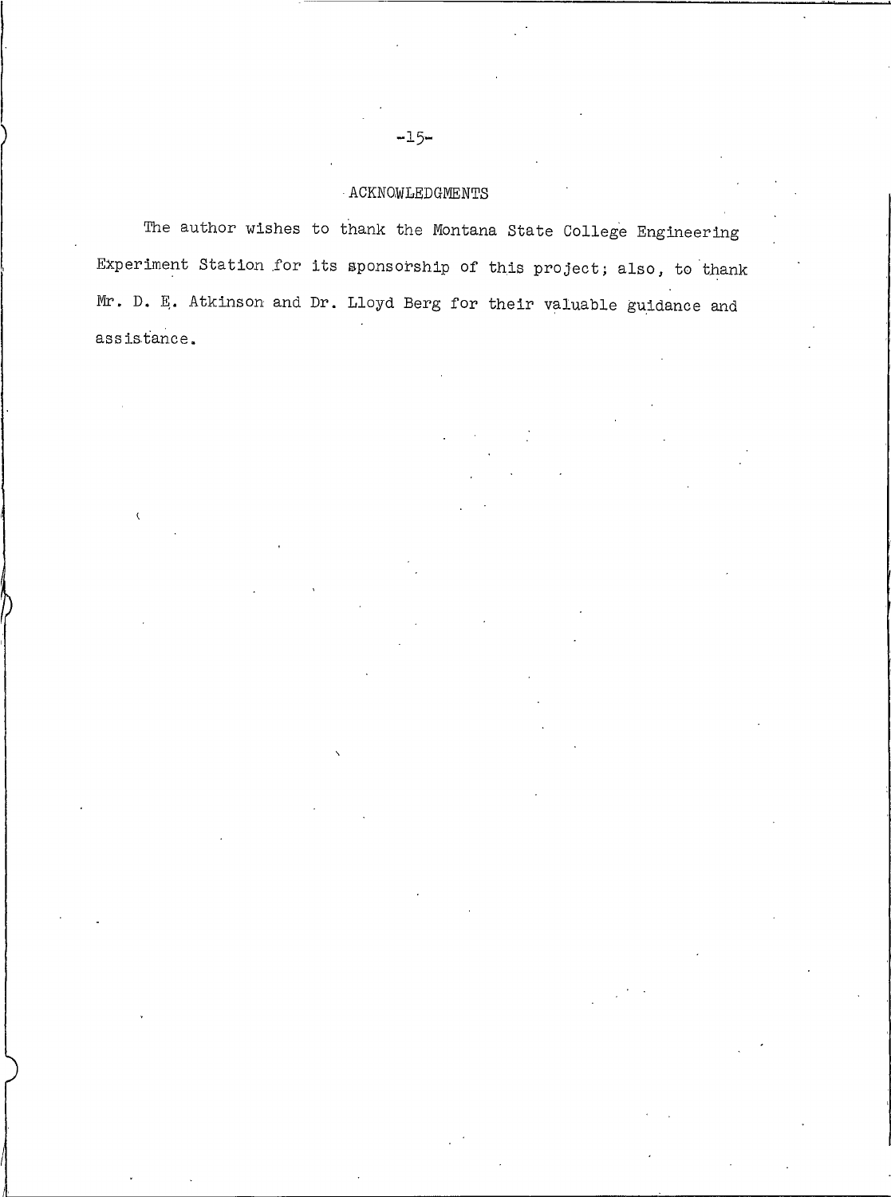## ACKNOWLEDGMENTS

The author wishes to thank the Montana State College Engineering Experiment Station for its sponsorship of this project; also, to thank Mr. D. E. Atkinson and Dr. Lloyd Berg for their valuable guidance and assistance.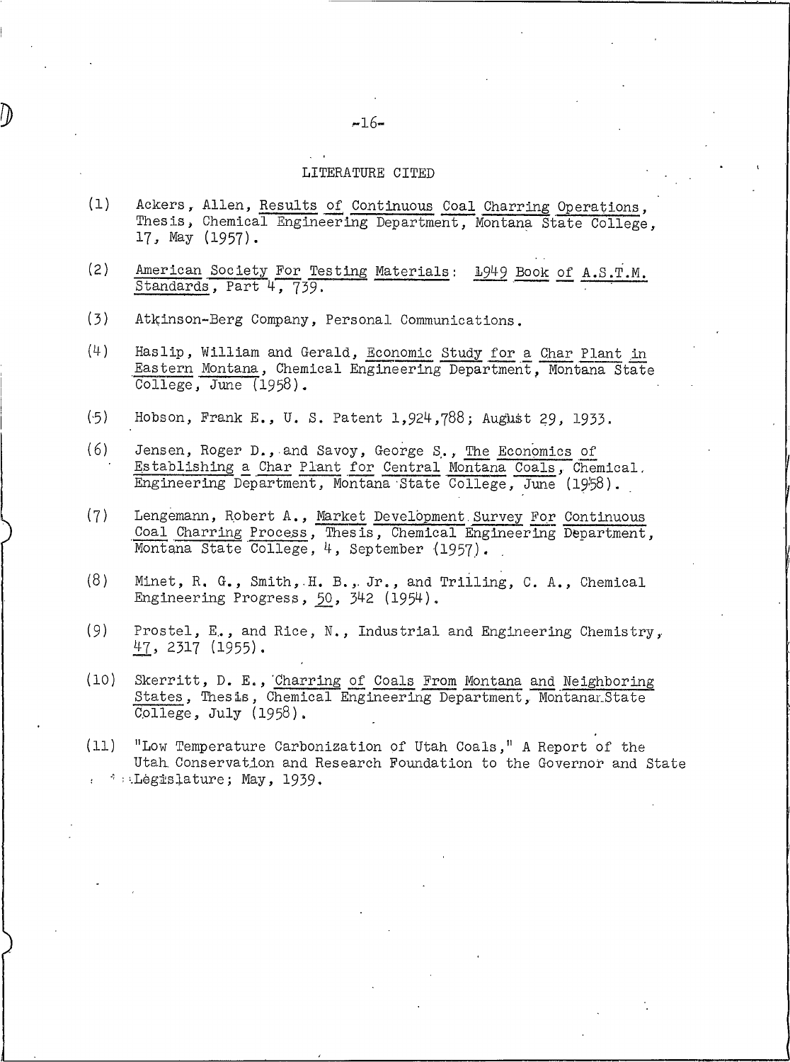## LITERATURE CITED

(1) Ackers, Allen, Results of Continuous Coal Charring Operations, Thesis, Chemical Engineering Department, Montana State College, 17, May (1957).

(2) American Society For Testing Materials: 1949 Book of A.S.T.M. Standards, Part 4, 739.

(3) Atkinson-Berg Company, Personal Communications.

(4) Haslip, William and Gerald, Economic Study for a Char Plant in Eastern Montana, Chemical Engineering Department, Montana State College, June (1958).

(5) Hobson, Frank E., U. S. Patent 1,924,788; August 29, 1933.

(6) Jensen, Roger D., and Savoy, George S., The Economics of Establishing a Char Plant for Central Montana Coals, Chemical Engineering Department, Montana State College, June (1958).

(7) Lengemann, Robert A., Market Development Survey For Continuous Coal Charring Process, Thesis, Chemical Engineering Department, Montana State College, 4, September (1957).

(8) Minet, R. G., Smith, H. B., Jr., and Trilling, C. A., Chemical Engineering Progress, 50, 342 (1954).

(9) Prostel, E., and Rice, N., Industrial and Engineering Chemistry, 47, 2317 (1955).

(10) Skerritt, D. E., Charring of Coals From Montana and Neighboring States, Thesis, Chemical Engineering Department, Montana State College, July (1958).

(11) "Low Temperature Carbonization of Utah Coals," A Report of the Utah Conservation and Research Foundation to the Governor and State Legislature; May, 1939.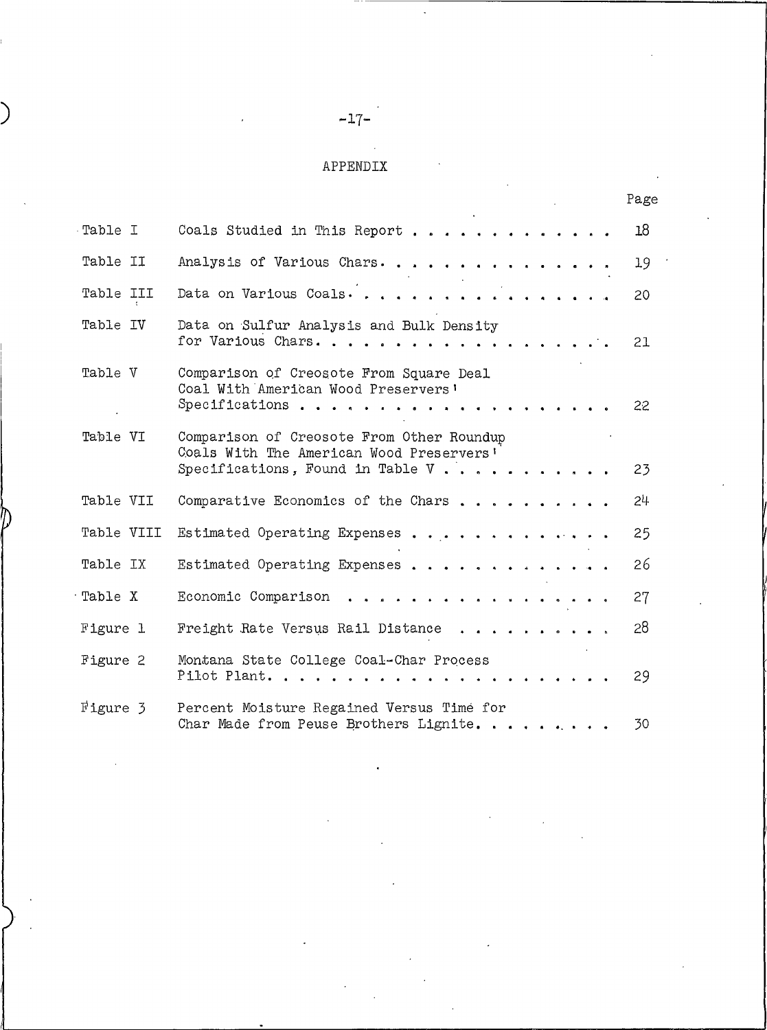# APPENDIX

| | | Page |
|---|---|---|
| Table I | Coals Studied in This Report | 18 |
| Table II | Analysis of Various Chars | 19 |
| Table III | Data on Various Coals | 20 |
| Table IV | Data on Sulfur Analysis and Bulk Density for Various Chars | 21 |
| Table V | Comparison of Creosote From Square Deal Coal With American Wood Preservers' Specifications | 22 |
| Table VI | Comparison of Creosote From Other Roundup Coals With The American Wood Preservers' Specifications, Found in Table V | 23 |
| Table VII | Comparative Economics of the Chars | 24 |
| Table VIII | Estimated Operating Expenses | 25 |
| Table IX | Estimated Operating Expenses | 26 |
| Table X | Economic Comparison | 27 |
| Figure 1 | Freight Rate Versus Rail Distance | 28 |
| Figure 2 | Montana State College Coal-Char Process Pilot Plant | 29 |
| Figure 3 | Percent Moisture Regained Versus Time for Char Made from Peuse Brothers Lignite | 30 |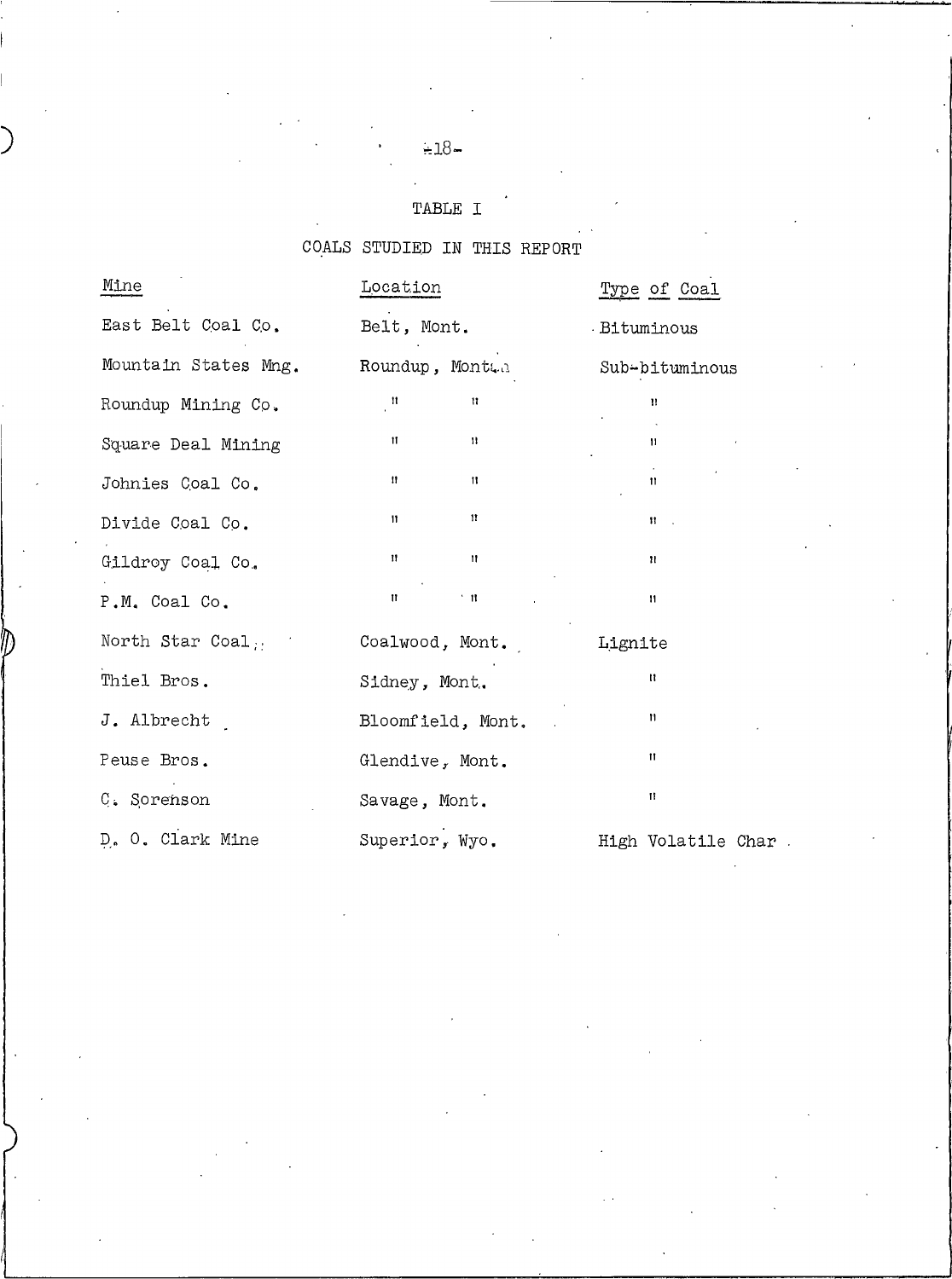TABLE I

COALS STUDIED IN THIS REPORT

| Mine | Location | Type of Coal |
| --- | --- | --- |
| East Belt Coal Co. | Belt, Mont. | Bituminous |
| Mountain States Mng. | Roundup, Montana | Sub-bituminous |
| Roundup Mining Co. | " " | " |
| Square Deal Mining | " " | " |
| Johnies Coal Co. | " " | " |
| Divide Coal Co. | " " | " |
| Gildroy Coal Co. | " " | " |
| P.M. Coal Co. | " " | " |
| North Star Coal | Coalwood, Mont. | Lignite |
| Thiel Bros. | Sidney, Mont. | " |
| J. Albrecht | Bloomfield, Mont. | " |
| Peuse Bros. | Glendive, Mont. | " |
| C. Sorenson | Savage, Mont. | " |
| D. O. Clark Mine | Superior, Wyo. | High Volatile Char |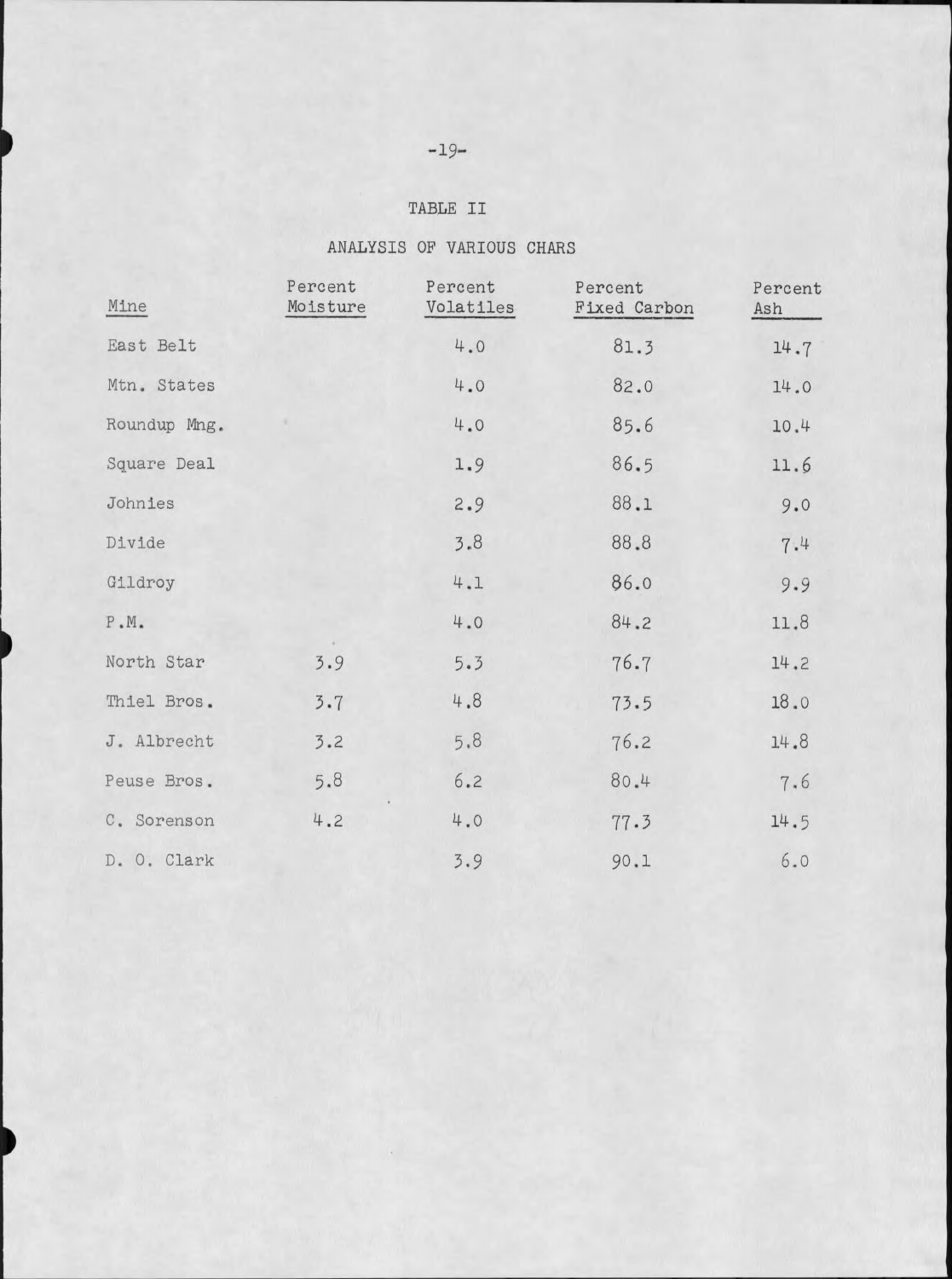## TABLE II

### ANALYSIS OF VARIOUS CHARS

| Mine | Percent Moisture | Percent Volatiles | Percent Fixed Carbon | Percent Ash |
|---|---|---|---|---|
| East Belt | | 4.0 | 81.3 | 14.7 |
| Mtn. States | | 4.0 | 82.0 | 14.0 |
| Roundup Mng. | | 4.0 | 85.6 | 10.4 |
| Square Deal | | 1.9 | 86.5 | 11.6 |
| Johnies | | 2.9 | 88.1 | 9.0 |
| Divide | | 3.8 | 88.8 | 7.4 |
| Gildroy | | 4.1 | 86.0 | 9.9 |
| P.M. | | 4.0 | 84.2 | 11.8 |
| North Star | 3.9 | 5.3 | 76.7 | 14.2 |
| Thiel Bros. | 3.7 | 4.8 | 73.5 | 18.0 |
| J. Albrecht | 3.2 | 5.8 | 76.2 | 14.8 |
| Peuse Bros. | 5.8 | 6.2 | 80.4 | 7.6 |
| C. Sorenson | 4.2 | 4.0 | 77.3 | 14.5 |
| D. O. Clark | | 3.9 | 90.1 | 6.0 |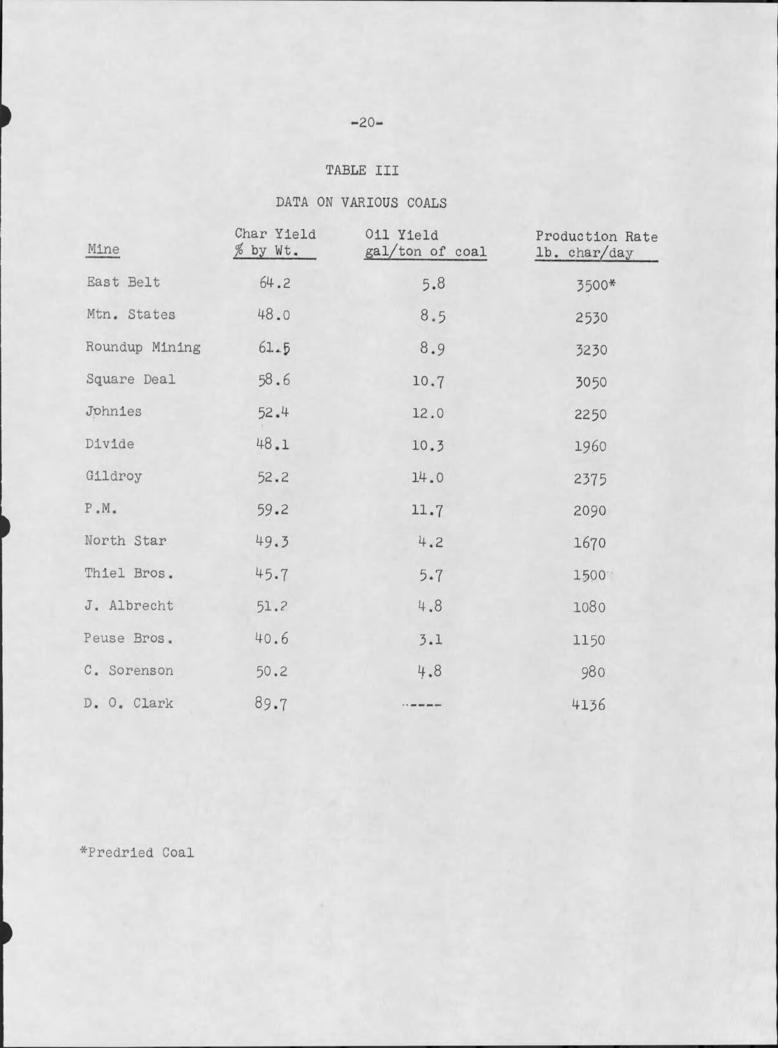# TABLE III

## DATA ON VARIOUS COALS

| Mine | Char Yield % by Wt. | Oil Yield gal/ton of coal | Production Rate lb. char/day |
|---|---|---|---|
| East Belt | 64.2 | 5.8 | 3500* |
| Mtn. States | 48.0 | 8.5 | 2530 |
| Roundup Mining | 61.5 | 8.9 | 3230 |
| Square Deal | 58.6 | 10.7 | 3050 |
| Johnies | 52.4 | 12.0 | 2250 |
| Divide | 48.1 | 10.3 | 1960 |
| Gildroy | 52.2 | 14.0 | 2375 |
| P.M. | 59.2 | 11.7 | 2090 |
| North Star | 49.3 | 4.2 | 1670 |
| Thiel Bros. | 45.7 | 5.7 | 1500 |
| J. Albrecht | 51.2 | 4.8 | 1080 |
| Peuse Bros. | 40.6 | 3.1 | 1150 |
| C. Sorenson | 50.2 | 4.8 | 980 |
| D. O. Clark | 89.7 | ----- | 4136 |

*Predried Coal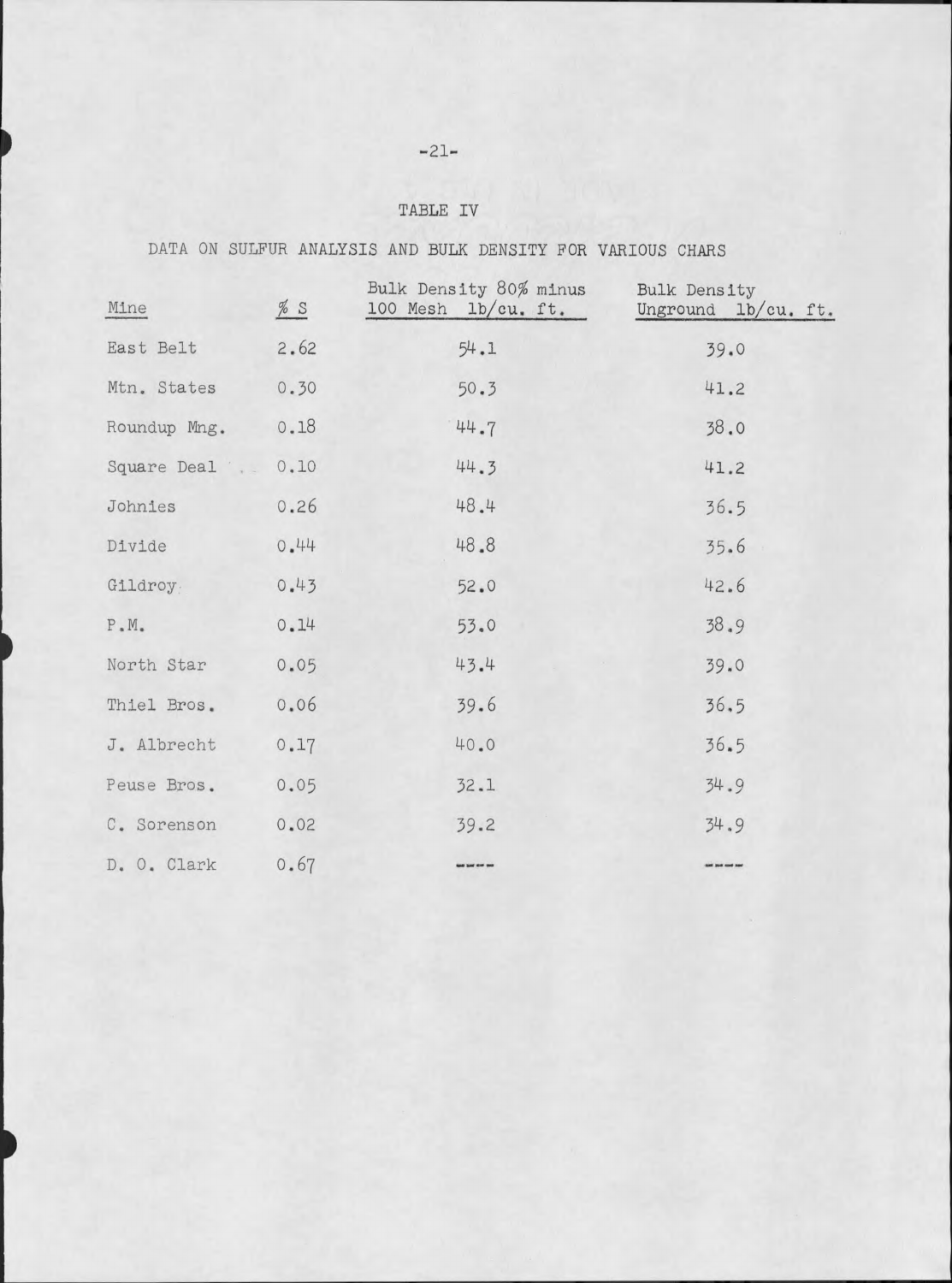## TABLE IV

### DATA ON SULFUR ANALYSIS AND BULK DENSITY FOR VARIOUS CHARS

| Mine | % S | Bulk Density 80% minus 100 Mesh lb/cu. ft. | Bulk Density Unground lb/cu. ft. |
|---|---|---|---|
| East Belt | 2.62 | 54.1 | 39.0 |
| Mtn. States | 0.30 | 50.3 | 41.2 |
| Roundup Mng. | 0.18 | 44.7 | 38.0 |
| Square Deal | 0.10 | 44.3 | 41.2 |
| Johnies | 0.26 | 48.4 | 36.5 |
| Divide | 0.44 | 48.8 | 35.6 |
| Gildroy | 0.43 | 52.0 | 42.6 |
| P.M. | 0.14 | 53.0 | 38.9 |
| North Star | 0.05 | 43.4 | 39.0 |
| Thiel Bros. | 0.06 | 39.6 | 36.5 |
| J. Albrecht | 0.17 | 40.0 | 36.5 |
| Peuse Bros. | 0.05 | 32.1 | 34.9 |
| C. Sorenson | 0.02 | 39.2 | 34.9 |
| D. O. Clark | 0.67 | ---- | ---- |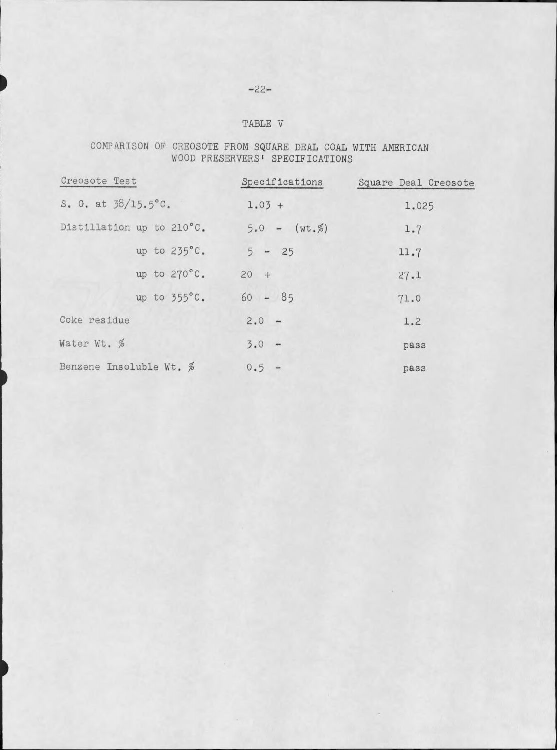TABLE V

COMPARISON OF CREOSOTE FROM SQUARE DEAL COAL WITH AMERICAN WOOD PRESERVERS' SPECIFICATIONS

| Creosote Test | Specifications | Square Deal Creosote |
|---|---|---|
| S. G. at 38/15.5°C. | 1.03 + | 1.025 |
| Distillation up to 210°C. | 5.0 - (wt.%) | 1.7 |
| up to 235°C. | 5 - 25 | 11.7 |
| up to 270°C. | 20 + | 27.1 |
| up to 355°C. | 60 - 85 | 71.0 |
| Coke residue | 2.0 - | 1.2 |
| Water Wt. % | 3.0 - | pass |
| Benzene Insoluble Wt. % | 0.5 - | pass |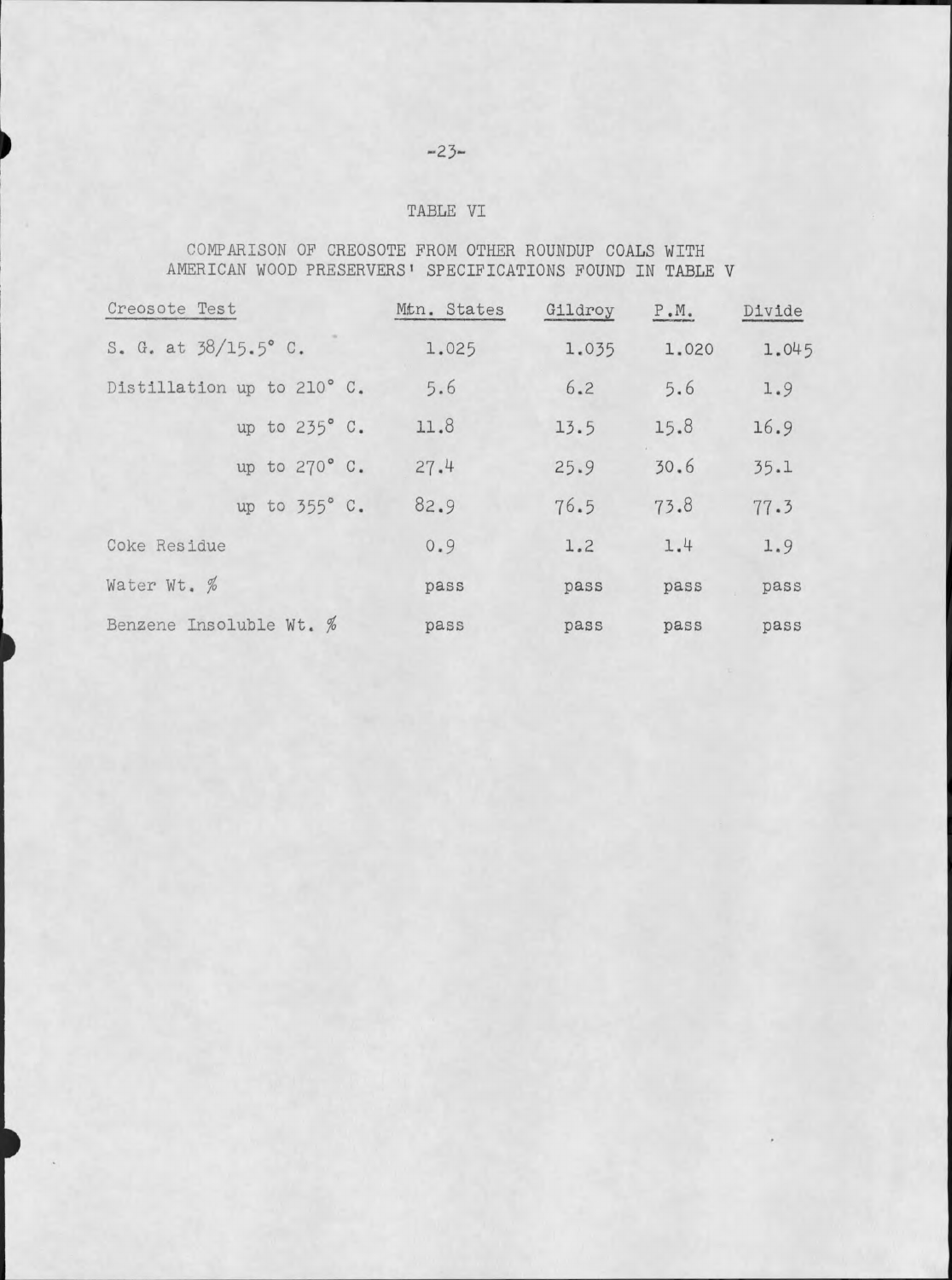TABLE VI

COMPARISON OF CREOSOTE FROM OTHER ROUNDUP COALS WITH AMERICAN WOOD PRESERVERS' SPECIFICATIONS FOUND IN TABLE V

| Creosote Test | Mtn. States | Gildroy | P.M. | Divide |
|---|---|---|---|---|
| S. G. at 38/15.5° C. | 1.025 | 1.035 | 1.020 | 1.045 |
| Distillation up to 210° C. | 5.6 | 6.2 | 5.6 | 1.9 |
| up to 235° C. | 11.8 | 13.5 | 15.8 | 16.9 |
| up to 270° C. | 27.4 | 25.9 | 30.6 | 35.1 |
| up to 355° C. | 82.9 | 76.5 | 73.8 | 77.3 |
| Coke Residue | 0.9 | 1.2 | 1.4 | 1.9 |
| Water Wt. % | pass | pass | pass | pass |
| Benzene Insoluble Wt. % | pass | pass | pass | pass |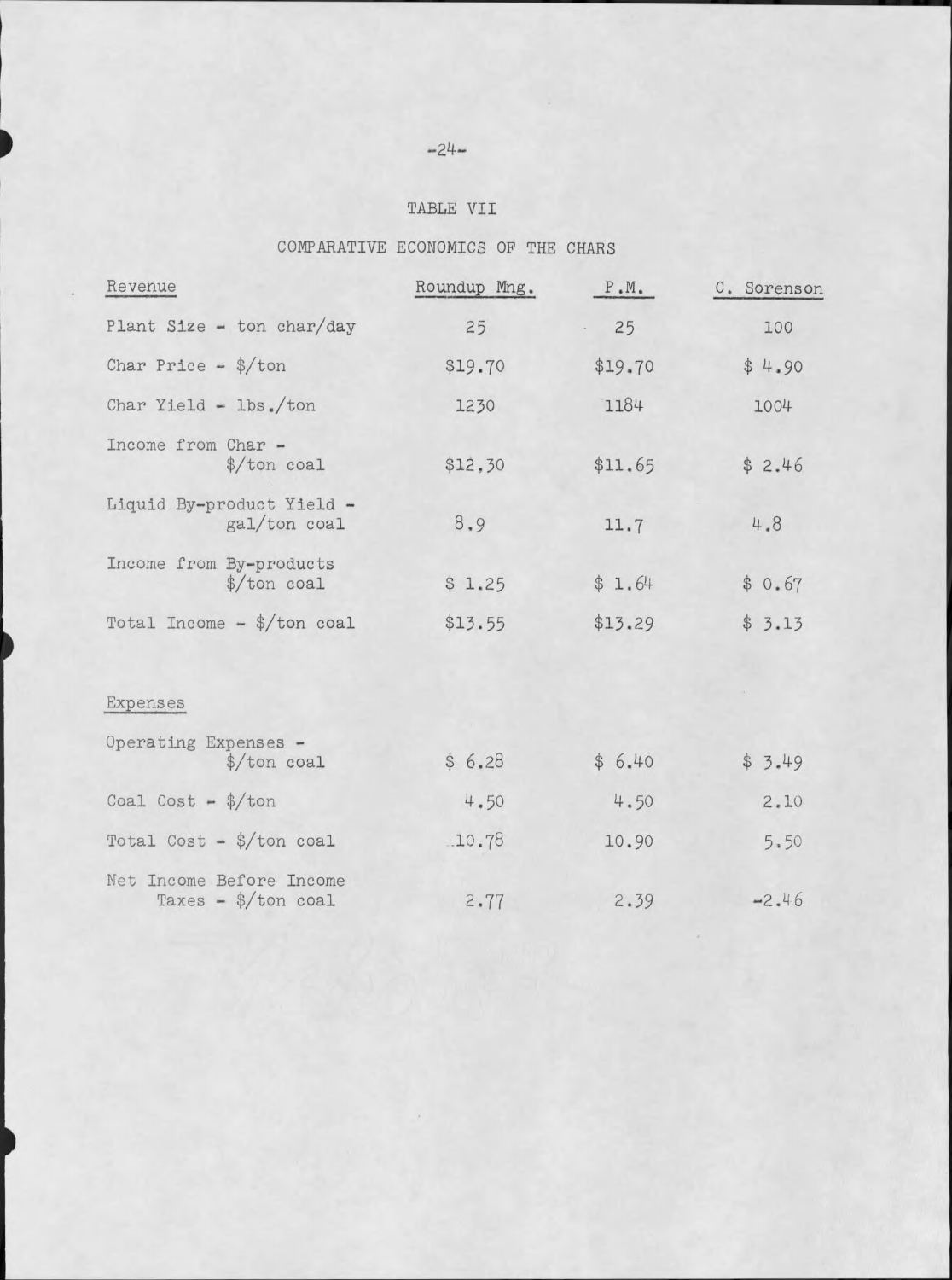## TABLE VII

## COMPARATIVE ECONOMICS OF THE CHARS

| Revenue | Roundup Mng. | P.M. | C. Sorenson |
|---|---|---|---|
| Plant Size - ton char/day | 25 | 25 | 100 |
| Char Price - $/ton | $19.70 | $19.70 | $ 4.90 |
| Char Yield - lbs./ton | 1230 | 1184 | 1004 |
| Income from Char - $/ton coal | $12.30 | $11.65 | $ 2.46 |
| Liquid By-product Yield - gal/ton coal | 8.9 | 11.7 | 4.8 |
| Income from By-products $/ton coal | $ 1.25 | $ 1.64 | $ 0.67 |
| Total Income - $/ton coal | $13.55 | $13.29 | $ 3.13 |
| **Expenses** | | | |
| Operating Expenses - $/ton coal | $ 6.28 | $ 6.40 | $ 3.49 |
| Coal Cost - $/ton | 4.50 | 4.50 | 2.10 |
| Total Cost - $/ton coal | 10.78 | 10.90 | 5.50 |
| Net Income Before Income Taxes - $/ton coal | 2.77 | 2.39 | -2.46 |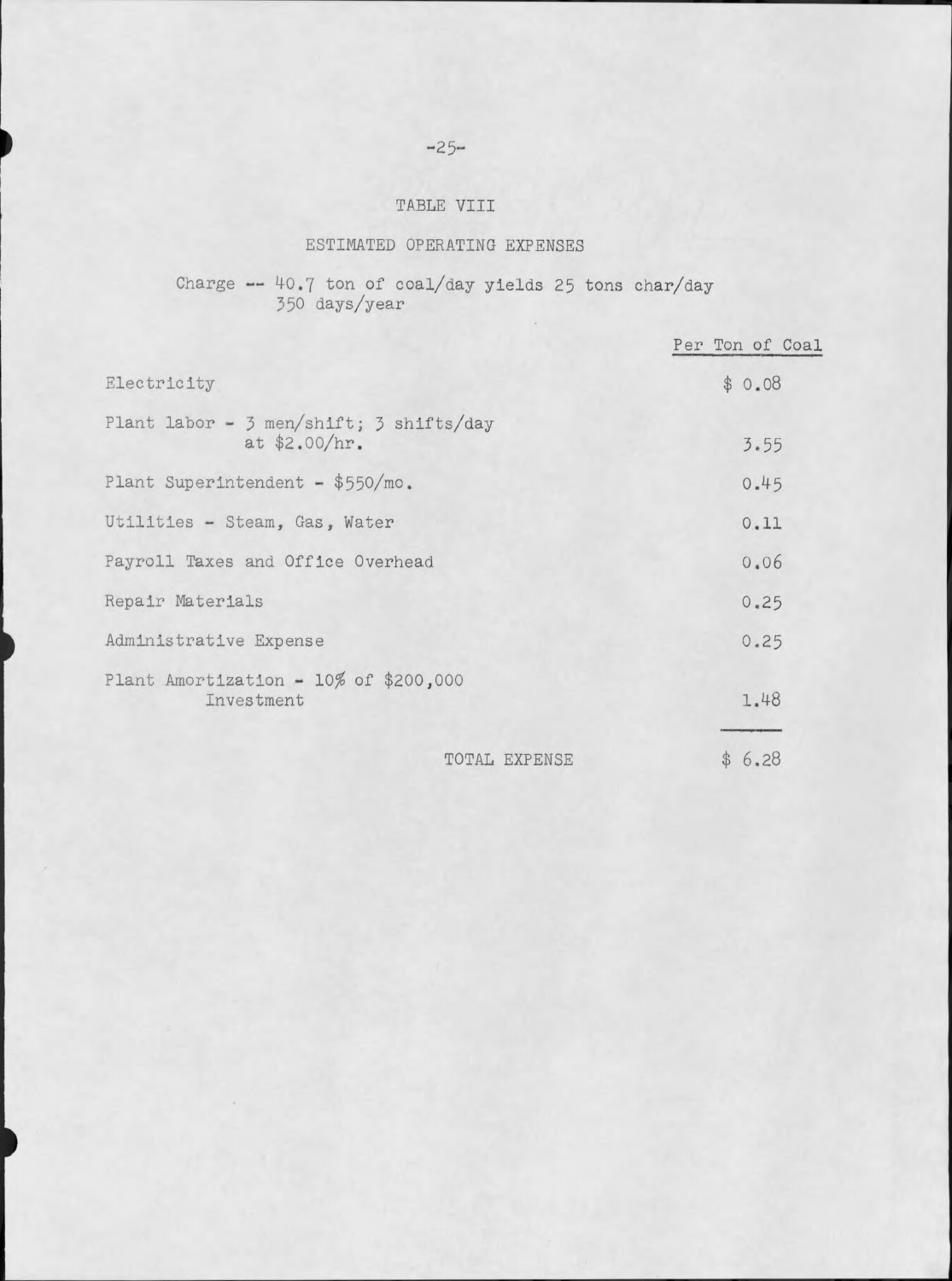## TABLE VIII

## ESTIMATED OPERATING EXPENSES

Charge -- 40.7 ton of coal/day yields 25 tons char/day
350 days/year

| | Per Ton of Coal |
|---|---|
| Electricity | $ 0.08 |
| Plant labor - 3 men/shift; 3 shifts/day at $2.00/hr. | 3.55 |
| Plant Superintendent - $550/mo. | 0.45 |
| Utilities - Steam, Gas, Water | 0.11 |
| Payroll Taxes and Office Overhead | 0.06 |
| Repair Materials | 0.25 |
| Administrative Expense | 0.25 |
| Plant Amortization - 10% of $200,000 Investment | 1.48 |
| TOTAL EXPENSE | $ 6.28 |